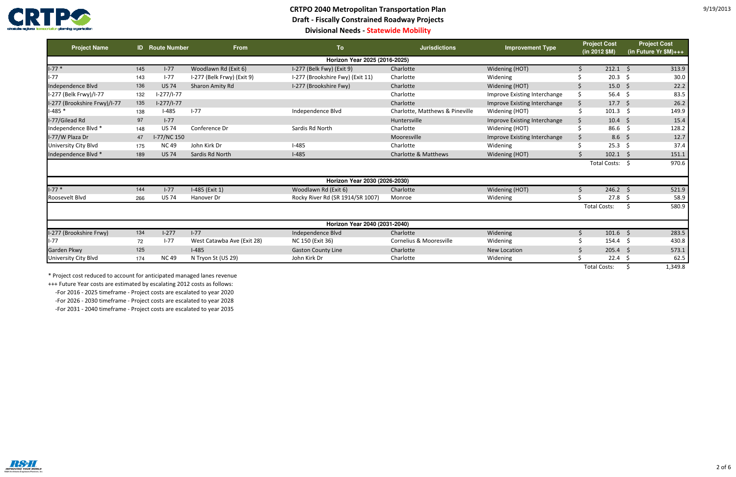# CRTPO 2040 Metropolitan Transportation Plan

## Draft - Fiscally Constrained Roadway Projects

### Divisional Needs - Statewide Mobility

9/19/2013

| Project Name | ID | Route Number | From | To | Jurisdictions | Improvement Type | Project Cost (in 2012 $M) | Project Cost (in Future Yr $M)+++ |
|---|---|---|---|---|---|---|---|---|
| **Horizon Year 2025 (2016-2025)** | | | | | | | | |
| I-77 * | 145 | I-77 | Woodlawn Rd (Exit 6) | I-277 (Belk Fwy) (Exit 9) | Charlotte | Widening (HOT) | $ 212.1 | $ 313.9 |
| I-77 | 143 | I-77 | I-277 (Belk Frwy) (Exit 9) | I-277 (Brookshire Fwy) (Exit 11) | Charlotte | Widening | $ 20.3 | $ 30.0 |
| Independence Blvd | 136 | US 74 | Sharon Amity Rd | I-277 (Brookshire Fwy) | Charlotte | Widening (HOT) | $ 15.0 | $ 22.2 |
| I-277 (Belk Frwy)/I-77 | 132 | I-277/I-77 | | | Charlotte | Improve Existing Interchange | $ 56.4 | $ 83.5 |
| I-277 (Brookshire Frwy)/I-77 | 135 | I-277/I-77 | | | Charlotte | Improve Existing Interchange | $ 17.7 | $ 26.2 |
| I-485 * | 138 | I-485 | I-77 | Independence Blvd | Charlotte, Matthews & Pineville | Widening (HOT) | $ 101.3 | $ 149.9 |
| I-77/Gilead Rd | 97 | I-77 | | | Huntersville | Improve Existing Interchange | $ 10.4 | $ 15.4 |
| Independence Blvd * | 148 | US 74 | Conference Dr | Sardis Rd North | Charlotte | Widening (HOT) | $ 86.6 | $ 128.2 |
| I-77/W Plaza Dr | 47 | I-77/NC 150 | | | Mooresville | Improve Existing Interchange | $ 8.6 | $ 12.7 |
| University City Blvd | 175 | NC 49 | John Kirk Dr | I-485 | Charlotte | Widening | $ 25.3 | $ 37.4 |
| Independence Blvd * | 189 | US 74 | Sardis Rd North | I-485 | Charlotte & Matthews | Widening (HOT) | $ 102.1 | $ 151.1 |
| | | | | | | | Total Costs: | $ 970.6 |
| **Horizon Year 2030 (2026-2030)** | | | | | | | | |
| I-77 * | 144 | I-77 | I-485 (Exit 1) | Woodlawn Rd (Exit 6) | Charlotte | Widening (HOT) | $ 246.2 | $ 521.9 |
| Roosevelt Blvd | 266 | US 74 | Hanover Dr | Rocky River Rd (SR 1914/SR 1007) | Monroe | Widening | $ 27.8 | $ 58.9 |
| | | | | | | | Total Costs: | $ 580.9 |
| **Horizon Year 2040 (2031-2040)** | | | | | | | | |
| I-277 (Brookshire Frwy) | 134 | I-277 | I-77 | Independence Blvd | Charlotte | Widening | $ 101.6 | $ 283.5 |
| I-77 | 72 | I-77 | West Catawba Ave (Exit 28) | NC 150 (Exit 36) | Cornelius & Mooresville | Widening | $ 154.4 | $ 430.8 |
| Garden Pkwy | 125 | | I-485 | Gaston County Line | Charlotte | New Location | $ 205.4 | $ 573.1 |
| University City Blvd | 174 | NC 49 | N Tryon St (US 29) | John Kirk Dr | Charlotte | Widening | $ 22.4 | $ 62.5 |
| | | | | | | | Total Costs: | $ 1,349.8 |

\* Project cost reduced to account for anticipated managed lanes revenue

+++ Future Year costs are estimated by escalating 2012 costs as follows:

- For 2016 - 2025 timeframe - Project costs are escalated to year 2020
- For 2026 - 2030 timeframe - Project costs are escalated to year 2028
- For 2031 - 2040 timeframe - Project costs are escalated to year 2035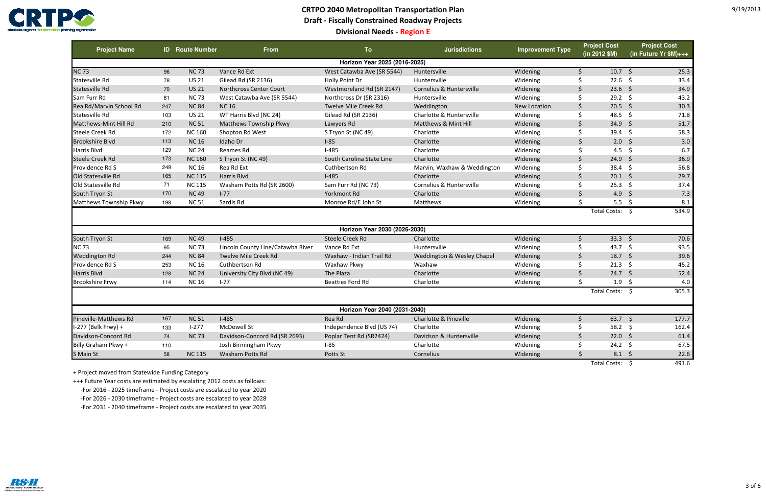# CRTPO 2040 Metropolitan Transportation Plan

## Draft - Fiscally Constrained Roadway Projects

### Divisional Needs - Region E

| Project Name | ID | Route Number | From | To | Jurisdictions | Improvement Type | Project Cost (in 2012 $M) | Project Cost (in Future Yr $M)+++ |
|---|---|---|---|---|---|---|---|---|
| **Horizon Year 2025 (2016-2025)** | | | | | | | | |
| NC 73 | 96 | NC 73 | Vance Rd Ext | West Catawba Ave (SR 5544) | Huntersville | Widening | $ 10.7 | $ 25.3 |
| Statesville Rd | 78 | US 21 | Gilead Rd (SR 2136) | Holly Point Dr | Huntersville | Widening | $ 22.6 | $ 33.4 |
| Statesville Rd | 70 | US 21 | Northcross Center Court | Westmoreland Rd (SR 2147) | Cornelius & Huntersville | Widening | $ 23.6 | $ 34.9 |
| Sam Furr Rd | 81 | NC 73 | West Catawba Ave (SR 5544) | Northcross Dr (SR 2316) | Huntersville | Widening | $ 29.2 | $ 43.2 |
| Rea Rd/Marvin School Rd | 247 | NC 84 | NC 16 | Twelve Mile Creek Rd | Weddington | New Location | $ 20.5 | $ 30.3 |
| Statesville Rd | 103 | US 21 | WT Harris Blvd (NC 24) | Gilead Rd (SR 2136) | Charlotte & Huntersville | Widening | $ 48.5 | $ 71.8 |
| Matthews-Mint Hill Rd | 210 | NC 51 | Matthews Township Pkwy | Lawyers Rd | Matthews & Mint Hill | Widening | $ 34.9 | $ 51.7 |
| Steele Creek Rd | 172 | NC 160 | Shopton Rd West | S Tryon St (NC 49) | Charlotte | Widening | $ 39.4 | $ 58.3 |
| Brookshire Blvd | 113 | NC 16 | Idaho Dr | I-85 | Charlotte | Widening | $ 2.0 | $ 3.0 |
| Harris Blvd | 129 | NC 24 | Reames Rd | I-485 | Charlotte | Widening | $ 4.5 | $ 6.7 |
| Steele Creek Rd | 173 | NC 160 | S Tryon St (NC 49) | South Carolina State Line | Charlotte | Widening | $ 24.9 | $ 36.9 |
| Providence Rd S | 249 | NC 16 | Rea Rd Ext | Cuthbertson Rd | Marvin, Waxhaw & Weddington | Widening | $ 38.4 | $ 56.8 |
| Old Statesville Rd | 165 | NC 115 | Harris Blvd | I-485 | Charlotte | Widening | $ 20.1 | $ 29.7 |
| Old Statesville Rd | 71 | NC 115 | Washam Potts Rd (SR 2600) | Sam Furr Rd (NC 73) | Cornelius & Huntersville | Widening | $ 25.3 | $ 37.4 |
| South Tryon St | 170 | NC 49 | I-77 | Yorkmont Rd | Charlotte | Widening | $ 4.9 | $ 7.3 |
| Matthews Township Pkwy | 198 | NC 51 | Sardis Rd | Monroe Rd/E John St | Matthews | Widening | $ 5.5 | $ 8.1 |
| | | | | | | | Total Costs: | $ 534.9 |
| **Horizon Year 2030 (2026-2030)** | | | | | | | | |
| South Tryon St | 169 | NC 49 | I-485 | Steele Creek Rd | Charlotte | Widening | $ 33.3 | $ 70.6 |
| NC 73 | 95 | NC 73 | Lincoln County Line/Catawba River | Vance Rd Ext | Huntersville | Widening | $ 43.7 | $ 93.5 |
| Weddington Rd | 244 | NC 84 | Twelve Mile Creek Rd | Waxhaw - Indian Trail Rd | Weddington & Wesley Chapel | Widening | $ 18.7 | $ 39.6 |
| Providence Rd S | 253 | NC 16 | Cuthbertson Rd | Waxhaw Pkwy | Waxhaw | Widening | $ 21.3 | $ 45.2 |
| Harris Blvd | 128 | NC 24 | University City Blvd (NC 49) | The Plaza | Charlotte | Widening | $ 24.7 | $ 52.4 |
| Brookshire Frwy | 114 | NC 16 | I-77 | Beatties Ford Rd | Charlotte | Widening | $ 1.9 | $ 4.0 |
| | | | | | | | Total Costs: | $ 305.3 |
| **Horizon Year 2040 (2031-2040)** | | | | | | | | |
| Pineville-Matthews Rd | 167 | NC 51 | I-485 | Rea Rd | Charlotte & Pineville | Widening | $ 63.7 | $ 177.7 |
| I-277 (Belk Frwy) + | 133 | I-277 | McDowell St | Independence Blvd (US 74) | Charlotte | Widening | $ 58.2 | $ 162.4 |
| Davidson-Concord Rd | 74 | NC 73 | Davidson-Concord Rd (SR 2693) | Poplar Tent Rd (SR2424) | Davidson & Huntersville | Widening | $ 22.0 | $ 61.4 |
| Billy Graham Pkwy + | 110 | | Josh Birmingham Pkwy | I-85 | Charlotte | Widening | $ 24.2 | $ 67.5 |
| S Main St | 58 | NC 115 | Washam Potts Rd | Potts St | Cornelius | Widening | $ 8.1 | $ 22.6 |
| | | | | | | | Total Costs: | $ 491.6 |

+ Project moved from Statewide Funding Category

+++ Future Year costs are estimated by escalating 2012 costs as follows:

- For 2016 - 2025 timeframe - Project costs are escalated to year 2020
- For 2026 - 2030 timeframe - Project costs are escalated to year 2028
- For 2031 - 2040 timeframe - Project costs are escalated to year 2035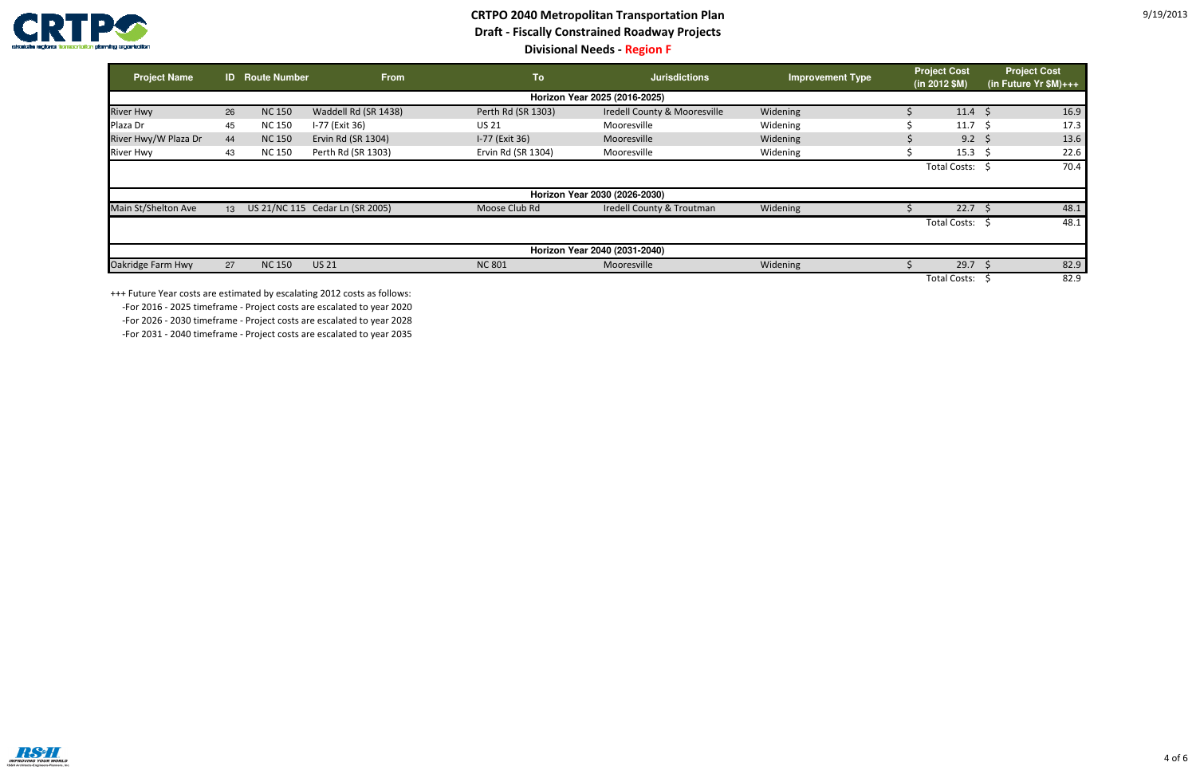# CRTPO 2040 Metropolitan Transportation Plan

## Draft - Fiscally Constrained Roadway Projects

### Divisional Needs - Region F

| Project Name | ID | Route Number | From | To | Jurisdictions | Improvement Type | Project Cost (in 2012 $M) | Project Cost (in Future Yr $M)+++ |
|---|---|---|---|---|---|---|---|---|
| **Horizon Year 2025 (2016-2025)** | | | | | | | | |
| River Hwy | 26 | NC 150 | Waddell Rd (SR 1438) | Perth Rd (SR 1303) | Iredell County & Mooresville | Widening | $ 11.4 | $ 16.9 |
| Plaza Dr | 45 | NC 150 | I-77 (Exit 36) | US 21 | Mooresville | Widening | $ 11.7 | $ 17.3 |
| River Hwy/W Plaza Dr | 44 | NC 150 | Ervin Rd (SR 1304) | I-77 (Exit 36) | Mooresville | Widening | $ 9.2 | $ 13.6 |
| River Hwy | 43 | NC 150 | Perth Rd (SR 1303) | Ervin Rd (SR 1304) | Mooresville | Widening | $ 15.3 | $ 22.6 |
| | | | | | | | Total Costs: | $ 70.4 |
| **Horizon Year 2030 (2026-2030)** | | | | | | | | |
| Main St/Shelton Ave | 13 | US 21/NC 115 | Cedar Ln (SR 2005) | Moose Club Rd | Iredell County & Troutman | Widening | $ 22.7 | $ 48.1 |
| | | | | | | | Total Costs: | $ 48.1 |
| **Horizon Year 2040 (2031-2040)** | | | | | | | | |
| Oakridge Farm Hwy | 27 | NC 150 | US 21 | NC 801 | Mooresville | Widening | $ 29.7 | $ 82.9 |
| | | | | | | | Total Costs: | $ 82.9 |

+++ Future Year costs are estimated by escalating 2012 costs as follows:

- For 2016 - 2025 timeframe - Project costs are escalated to year 2020
- For 2026 - 2030 timeframe - Project costs are escalated to year 2028
- For 2031 - 2040 timeframe - Project costs are escalated to year 2035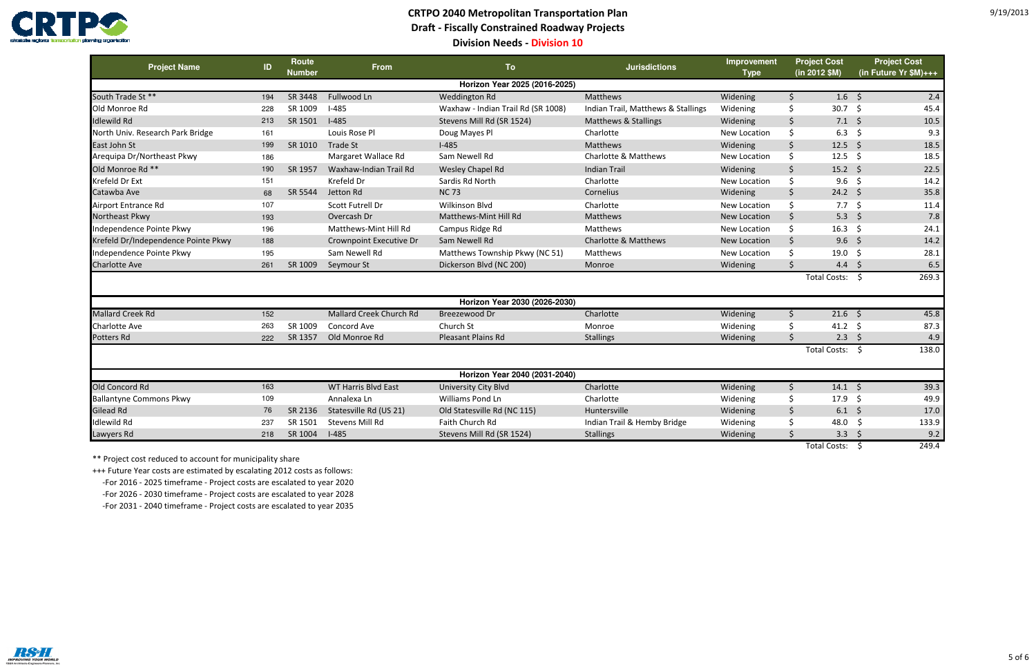# CRTPO 2040 Metropolitan Transportation Plan

## Draft - Fiscally Constrained Roadway Projects

### Division Needs - Division 10

| Project Name | ID | Route Number | From | To | Jurisdictions | Improvement Type | Project Cost (in 2012 $M) | Project Cost (in Future Yr $M)+++ |
|---|---|---|---|---|---|---|---|---|
| **Horizon Year 2025 (2016-2025)** | | | | | | | | |
| South Trade St ** | 194 | SR 3448 | Fullwood Ln | Weddington Rd | Matthews | Widening | $ 1.6 | $ 2.4 |
| Old Monroe Rd | 228 | SR 1009 | I-485 | Waxhaw - Indian Trail Rd (SR 1008) | Indian Trail, Matthews & Stallings | Widening | $ 30.7 | $ 45.4 |
| Idlewild Rd | 213 | SR 1501 | I-485 | Stevens Mill Rd (SR 1524) | Matthews & Stallings | Widening | $ 7.1 | $ 10.5 |
| North Univ. Research Park Bridge | 161 | | Louis Rose Pl | Doug Mayes Pl | Charlotte | New Location | $ 6.3 | $ 9.3 |
| East John St | 199 | SR 1010 | Trade St | I-485 | Matthews | Widening | $ 12.5 | $ 18.5 |
| Arequipa Dr/Northeast Pkwy | 186 | | Margaret Wallace Rd | Sam Newell Rd | Charlotte & Matthews | New Location | $ 12.5 | $ 18.5 |
| Old Monroe Rd ** | 190 | SR 1957 | Waxhaw-Indian Trail Rd | Wesley Chapel Rd | Indian Trail | Widening | $ 15.2 | $ 22.5 |
| Krefeld Dr Ext | 151 | | Krefeld Dr | Sardis Rd North | Charlotte | New Location | $ 9.6 | $ 14.2 |
| Catawba Ave | 68 | SR 5544 | Jetton Rd | NC 73 | Cornelius | Widening | $ 24.2 | $ 35.8 |
| Airport Entrance Rd | 107 | | Scott Futrell Dr | Wilkinson Blvd | Charlotte | New Location | $ 7.7 | $ 11.4 |
| Northeast Pkwy | 193 | | Overcash Dr | Matthews-Mint Hill Rd | Matthews | New Location | $ 5.3 | $ 7.8 |
| Independence Pointe Pkwy | 196 | | Matthews-Mint Hill Rd | Campus Ridge Rd | Matthews | New Location | $ 16.3 | $ 24.1 |
| Krefeld Dr/Independence Pointe Pkwy | 188 | | Crownpoint Executive Dr | Sam Newell Rd | Charlotte & Matthews | New Location | $ 9.6 | $ 14.2 |
| Independence Pointe Pkwy | 195 | | Sam Newell Rd | Matthews Township Pkwy (NC 51) | Matthews | New Location | $ 19.0 | $ 28.1 |
| Charlotte Ave | 261 | SR 1009 | Seymour St | Dickerson Blvd (NC 200) | Monroe | Widening | $ 4.4 | $ 6.5 |
| | | | | | | | Total Costs: | $ 269.3 |
| **Horizon Year 2030 (2026-2030)** | | | | | | | | |
| Mallard Creek Rd | 152 | | Mallard Creek Church Rd | Breezewood Dr | Charlotte | Widening | $ 21.6 | $ 45.8 |
| Charlotte Ave | 263 | SR 1009 | Concord Ave | Church St | Monroe | Widening | $ 41.2 | $ 87.3 |
| Potters Rd | 222 | SR 1357 | Old Monroe Rd | Pleasant Plains Rd | Stallings | Widening | $ 2.3 | $ 4.9 |
| | | | | | | | Total Costs: | $ 138.0 |
| **Horizon Year 2040 (2031-2040)** | | | | | | | | |
| Old Concord Rd | 163 | | WT Harris Blvd East | University City Blvd | Charlotte | Widening | $ 14.1 | $ 39.3 |
| Ballantyne Commons Pkwy | 109 | | Annalexa Ln | Williams Pond Ln | Charlotte | Widening | $ 17.9 | $ 49.9 |
| Gilead Rd | 76 | SR 2136 | Statesville Rd (US 21) | Old Statesville Rd (NC 115) | Huntersville | Widening | $ 6.1 | $ 17.0 |
| Idlewild Rd | 237 | SR 1501 | Stevens Mill Rd | Faith Church Rd | Indian Trail & Hemby Bridge | Widening | $ 48.0 | $ 133.9 |
| Lawyers Rd | 218 | SR 1004 | I-485 | Stevens Mill Rd (SR 1524) | Stallings | Widening | $ 3.3 | $ 9.2 |
| | | | | | | | Total Costs: | $ 249.4 |

** Project cost reduced to account for municipality share

+++ Future Year costs are estimated by escalating 2012 costs as follows:

- For 2016 - 2025 timeframe - Project costs are escalated to year 2020
- For 2026 - 2030 timeframe - Project costs are escalated to year 2028
- For 2031 - 2040 timeframe - Project costs are escalated to year 2035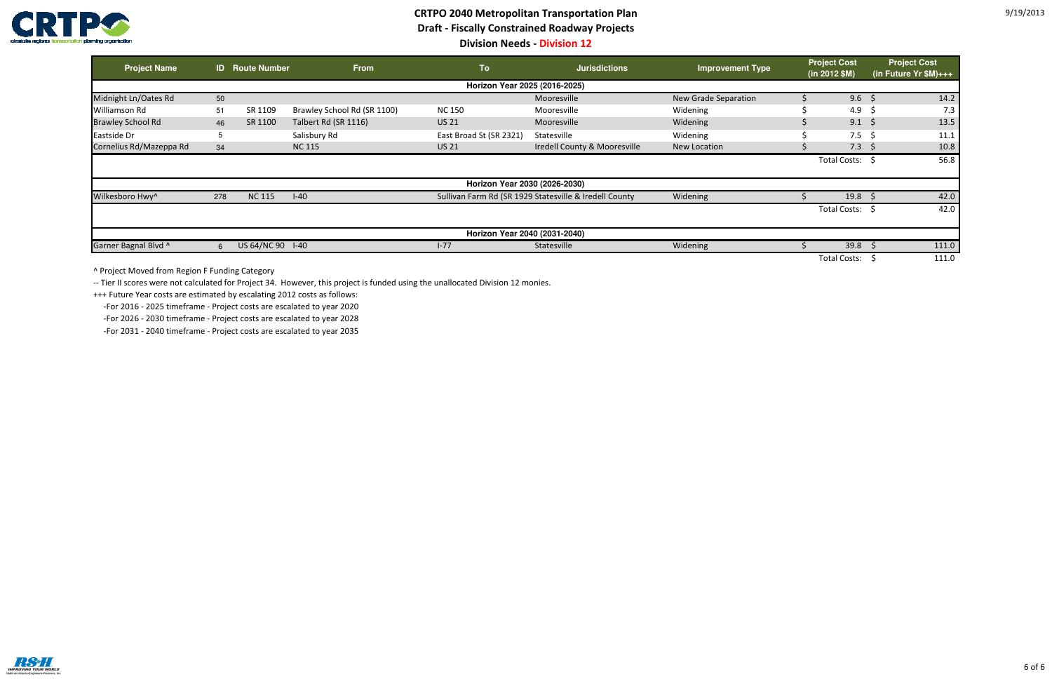# CRTPO 2040 Metropolitan Transportation Plan

## Draft - Fiscally Constrained Roadway Projects

### Division Needs - Division 12

| Project Name | ID | Route Number | From | To | Jurisdictions | Improvement Type | Project Cost (in 2012 $M) | Project Cost (in Future Yr $M)+++ |
|---|---|---|---|---|---|---|---|---|
| **Horizon Year 2025 (2016-2025)** | | | | | | | | |
| Midnight Ln/Oates Rd | 50 | | | | Mooresville | New Grade Separation | $ 9.6 | $ 14.2 |
| Williamson Rd | 51 | SR 1109 | Brawley School Rd (SR 1100) | NC 150 | Mooresville | Widening | $ 4.9 | $ 7.3 |
| Brawley School Rd | 46 | SR 1100 | Talbert Rd (SR 1116) | US 21 | Mooresville | Widening | $ 9.1 | $ 13.5 |
| Eastside Dr | 5 | | Salisbury Rd | East Broad St (SR 2321) | Statesville | Widening | $ 7.5 | $ 11.1 |
| Cornelius Rd/Mazeppa Rd | 34 | | NC 115 | US 21 | Iredell County & Mooresville | New Location | $ 7.3 | $ 10.8 |
| | | | | | | | Total Costs: | $ 56.8 |
| **Horizon Year 2030 (2026-2030)** | | | | | | | | |
| Wilkesboro Hwy^ | 278 | NC 115 | I-40 | Sullivan Farm Rd (SR 1929 | Statesville & Iredell County | Widening | $ 19.8 | $ 42.0 |
| | | | | | | | Total Costs: | $ 42.0 |
| **Horizon Year 2040 (2031-2040)** | | | | | | | | |
| Garner Bagnal Blvd ^ | 6 | US 64/NC 90 | I-40 | I-77 | Statesville | Widening | $ 39.8 | $ 111.0 |
| | | | | | | | Total Costs: | $ 111.0 |

^ Project Moved from Region F Funding Category

-- Tier II scores were not calculated for Project 34. However, this project is funded using the unallocated Division 12 monies.

+++ Future Year costs are estimated by escalating 2012 costs as follows:

- For 2016 - 2025 timeframe - Project costs are escalated to year 2020
- For 2026 - 2030 timeframe - Project costs are escalated to year 2028
- For 2031 - 2040 timeframe - Project costs are escalated to year 2035